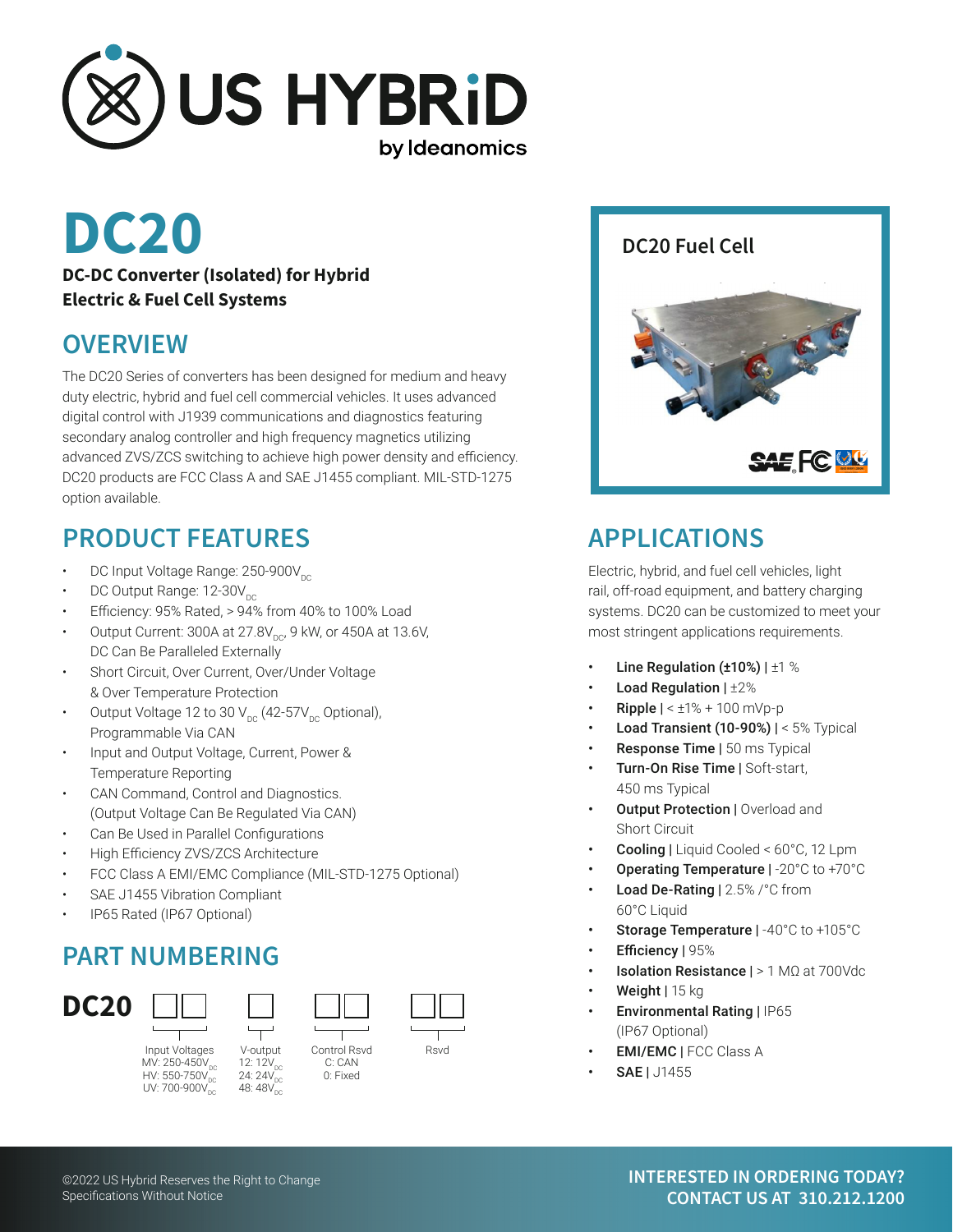# US HYBRiD

by Ideanomics

# DC20

**DC-DC Converter (Isolated) for Hybrid Electric & Fuel Cell Systems**

## OVERVIEW

The DC20 Series of converters has been designed for medium and heavy duty electric, hybrid and fuel cell commercial vehicles. It uses advanced digital control with J1939 communications and diagnostics featuring secondary analog controller and high frequency magnetics utilizing advanced ZVS/ZCS switching to achieve high power density and efficiency. DC20 products are FCC Class A and SAE J1455 compliant. MIL-STD-1275 option available.

## PRODUCT FEATURES

- DC Input Voltage Range: 250-900$V_{DC}$
- DC Output Range: 12-30$V_{DC}$
- Efficiency: 95% Rated, > 94% from 40% to 100% Load
- Output Current: 300A at 27.8$V_{DC}$, 9 kW, or 450A at 13.6V, DC Can Be Paralleled Externally
- Short Circuit, Over Current, Over/Under Voltage & Over Temperature Protection
- Output Voltage 12 to 30 $V_{DC}$ (42-57$V_{DC}$ Optional), Programmable Via CAN
- Input and Output Voltage, Current, Power & Temperature Reporting
- CAN Command, Control and Diagnostics. (Output Voltage Can Be Regulated Via CAN)
- Can Be Used in Parallel Configurations
- High Efficiency ZVS/ZCS Architecture
- FCC Class A EMI/EMC Compliance (MIL-STD-1275 Optional)
- SAE J1455 Vibration Compliant
- IP65 Rated (IP67 Optional)

## PART NUMBERING

**DC20** ☐☐ ☐ ☐☐ ☐☐

| Input Voltages | V-output | Control Rsvd | Rsvd |
|---|---|---|---|
| MV: 250-450$V_{DC}$ | 12: 12$V_{DC}$ | C: CAN | |
| HV: 550-750$V_{DC}$ | 24: 24$V_{DC}$ | 0: Fixed | |
| UV: 700-900$V_{DC}$ | 48: 48$V_{DC}$ | | |

### DC20 Fuel Cell

## APPLICATIONS

Electric, hybrid, and fuel cell vehicles, light rail, off-road equipment, and battery charging systems. DC20 can be customized to meet your most stringent applications requirements.

- **Line Regulation (±10%) |** ±1 %
- **Load Regulation |** ±2%
- **Ripple |** < ±1% + 100 mVp-p
- **Load Transient (10-90%) |** < 5% Typical
- **Response Time |** 50 ms Typical
- **Turn-On Rise Time |** Soft-start, 450 ms Typical
- **Output Protection |** Overload and Short Circuit
- **Cooling |** Liquid Cooled < 60°C, 12 Lpm
- **Operating Temperature |** -20°C to +70°C
- **Load De-Rating |** 2.5% /°C from 60°C Liquid
- **Storage Temperature |** -40°C to +105°C
- **Efficiency |** 95%
- **Isolation Resistance |** > 1 MΩ at 700Vdc
- **Weight |** 15 kg
- **Environmental Rating |** IP65 (IP67 Optional)
- **EMI/EMC |** FCC Class A
- **SAE |** J1455

©2022 US Hybrid Reserves the Right to Change Specifications Without Notice

**INTERESTED IN ORDERING TODAY? CONTACT US AT 310.212.1200**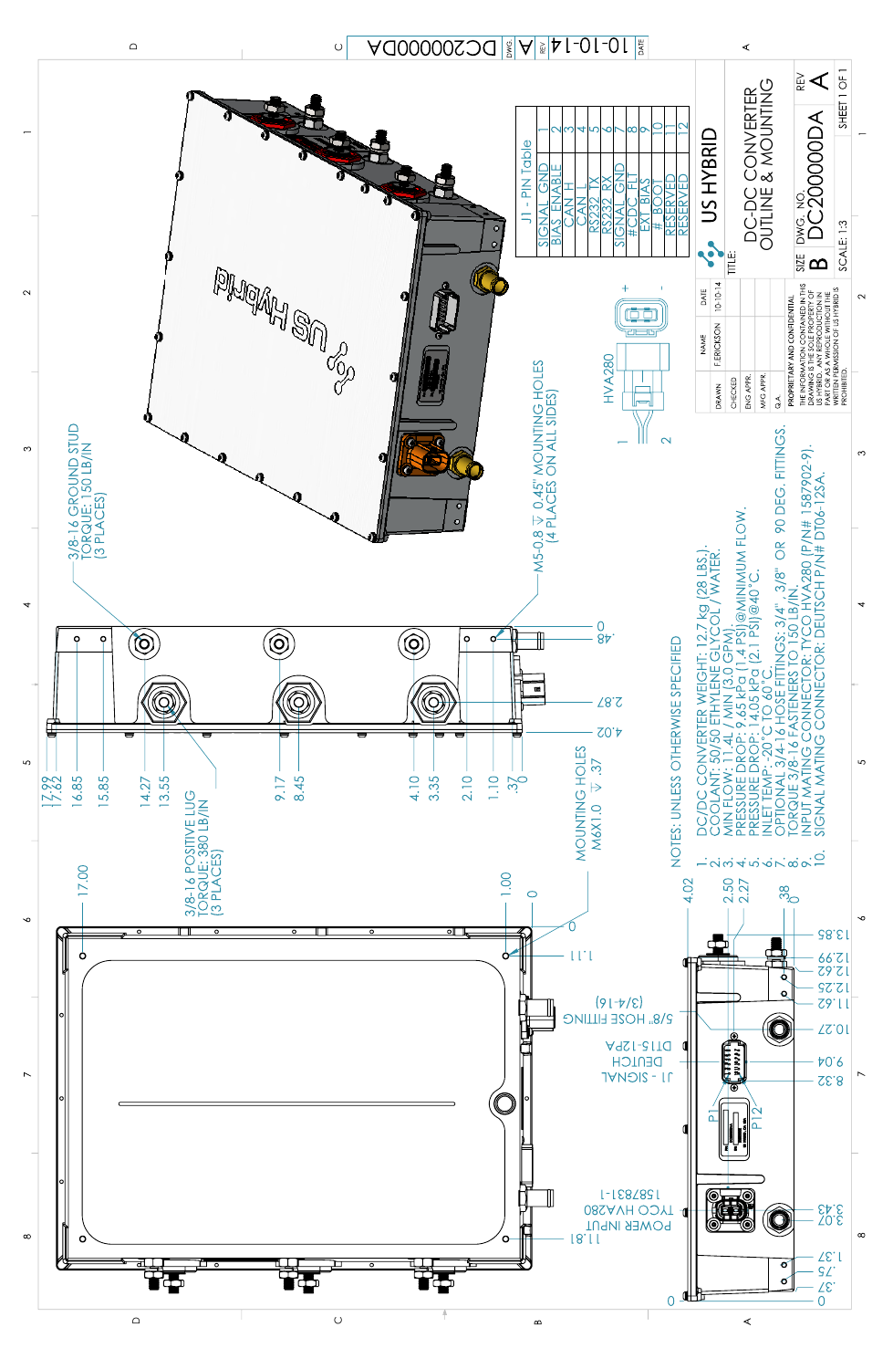# US HYBRID

**TITLE:** DC-DC CONVERTER OUTLINE & MOUNTING

| SIZE | DWG. NO. | REV |
|---|---|---|
| B | DC200000DA | A |

SCALE: 1:3 SHEET 1 OF 1

| | NAME | DATE |
|---|---|---|
| DRAWN | F.ERICKSON | 10-10-14 |
| CHECKED | | |
| ENG APPR. | | |
| MFG APPR. | | |
| Q.A. | | |

PROPRIETARY AND CONFIDENTIAL
THE INFORMATION CONTAINED IN THIS DRAWING IS THE SOLE PROPERTY OF US HYBRID. ANY REPRODUCTION IN PART OR AS A WHOLE WITHOUT THE WRITTEN PERMISSION OF US HYBRID IS PROHIBITED.

DWG. DC200000DA REV A DATE 10-10-14

## J1 - PIN Table

| | |
|---|---|
| SIGNAL_GND | 1 |
| BIAS_ENABLE | 2 |
| CAN_H | 3 |
| CAN_L | 4 |
| RS232_TX | 5 |
| RS232_RX | 6 |
| SIGNAL_GND | 7 |
| #CDC_FLT | 8 |
| EXT_BIAS | 9 |
| #_BOOT | 10 |
| RESERVED | 11 |
| RESERVED | 12 |

HVA280

3/8-16 GROUND STUD
TORQUE: 150 LB/IN
(3 PLACES)

M5-0.8 ⊽ 0.45" MOUNTING HOLES
(4 PLACES ON ALL SIDES)

3/8-16 POSITIVE LUG
TORQUE: 380 LB/IN
(3 PLACES)

MOUNTING HOLES
M6X1.0 ⊽ .37

5/8" HOSE FITTING
(3/4-16)

J1 - SIGNAL
DEUTCH
DT15-12PA

POWER INPUT
TYCO HVA280
1587831-1

## NOTES: UNLESS OTHERWISE SPECIFIED

1. DC/DC CONVERTER WEIGHT: 12.7 kg (28 LBS.).
2. COOLANT: 50/50 ETHYLENE GLYCOL / WATER.
3. MIN FLOW: 11.4L / MIN (3.0 GPM).
4. PRESSURE DROP: 9.65 kPa (1.4 PSI)@MINIMUM FLOW.
5. PRESSURE DROP: 14.05 kPa (2.1 PSI)@40°C.
6. INLET TEMP: -20°C TO 60°C.
7. OPTIONAL 3/4-16 HOSE FITTINGS: 3/4", 3/8" OR 90 DEG. FITTINGS.
8. TORQUE 3/8-16 FASTENERS TO 150 LB/IN.
9. INPUT MATING CONNECTOR: TYCO HVA280 (P/N# 1587902-9).
10. SIGNAL MATING CONNECTOR: DEUTSCH P/N# DT06-12SA.

Dimensions (side view): 17.99, 17.62, 16.85, 15.85, 14.27, 13.55, 9.17, 8.45, 4.10, 3.35, 2.10, 1.10, .37, 0; 0, .48, 2.87, 4.02

Dimensions (top view): 17.00, 1.00, 0; 0, 1.11, 11.81

Dimensions (end view): 4.02, 2.50, 2.27, .38, 0; 13.85, 12.99, 12.62, 12.25, 11.62, 10.27, 9.04, 8.32, 3.43, 3.07, 1.37, .75, .37, 0; P1, P12